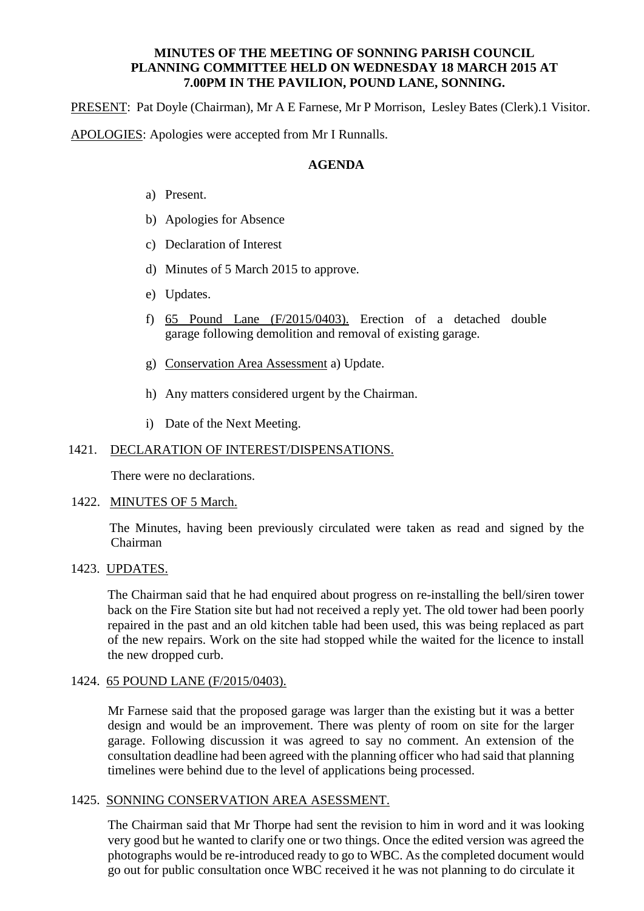**MINUTES OF THE MEETING OF SONNING PARISH COUNCIL PLANNING COMMITTEE HELD ON WEDNESDAY 18 MARCH 2015 AT 7.00PM IN THE PAVILION, POUND LANE, SONNING.**

PRESENT: Pat Doyle (Chairman), Mr A E Farnese, Mr P Morrison, Lesley Bates (Clerk).1 Visitor.

APOLOGIES: Apologies were accepted from Mr I Runnalls.

**AGENDA**

a) Present.

b) Apologies for Absence

c) Declaration of Interest

d) Minutes of 5 March 2015 to approve.

e) Updates.

f) 65 Pound Lane (F/2015/0403). Erection of a detached double garage following demolition and removal of existing garage.

g) Conservation Area Assessment a) Update.

h) Any matters considered urgent by the Chairman.

i) Date of the Next Meeting.

1421. DECLARATION OF INTEREST/DISPENSATIONS.

There were no declarations.

1422. MINUTES OF 5 March.

The Minutes, having been previously circulated were taken as read and signed by the Chairman

1423. UPDATES.

The Chairman said that he had enquired about progress on re-installing the bell/siren tower back on the Fire Station site but had not received a reply yet. The old tower had been poorly repaired in the past and an old kitchen table had been used, this was being replaced as part of the new repairs. Work on the site had stopped while the waited for the licence to install the new dropped curb.

1424. 65 POUND LANE (F/2015/0403).

Mr Farnese said that the proposed garage was larger than the existing but it was a better design and would be an improvement. There was plenty of room on site for the larger garage. Following discussion it was agreed to say no comment. An extension of the consultation deadline had been agreed with the planning officer who had said that planning timelines were behind due to the level of applications being processed.

1425. SONNING CONSERVATION AREA ASESSMENT.

The Chairman said that Mr Thorpe had sent the revision to him in word and it was looking very good but he wanted to clarify one or two things. Once the edited version was agreed the photographs would be re-introduced ready to go to WBC. As the completed document would go out for public consultation once WBC received it he was not planning to do circulate it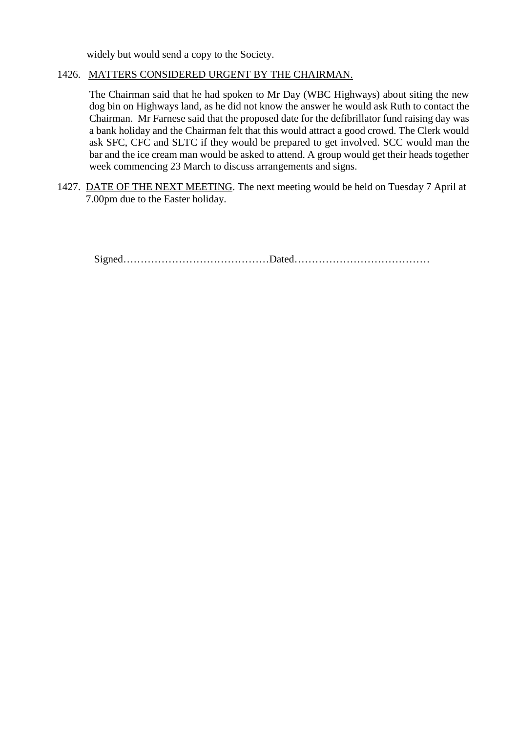widely but would send a copy to the Society.

1426. <u>MATTERS CONSIDERED URGENT BY THE CHAIRMAN.</u>

The Chairman said that he had spoken to Mr Day (WBC Highways) about siting the new dog bin on Highways land, as he did not know the answer he would ask Ruth to contact the Chairman. Mr Farnese said that the proposed date for the defibrillator fund raising day was a bank holiday and the Chairman felt that this would attract a good crowd. The Clerk would ask SFC, CFC and SLTC if they would be prepared to get involved. SCC would man the bar and the ice cream man would be asked to attend. A group would get their heads together week commencing 23 March to discuss arrangements and signs.

1427. <u>DATE OF THE NEXT MEETING</u>. The next meeting would be held on Tuesday 7 April at 7.00pm due to the Easter holiday.

Signed……………………………………Dated…………………………………